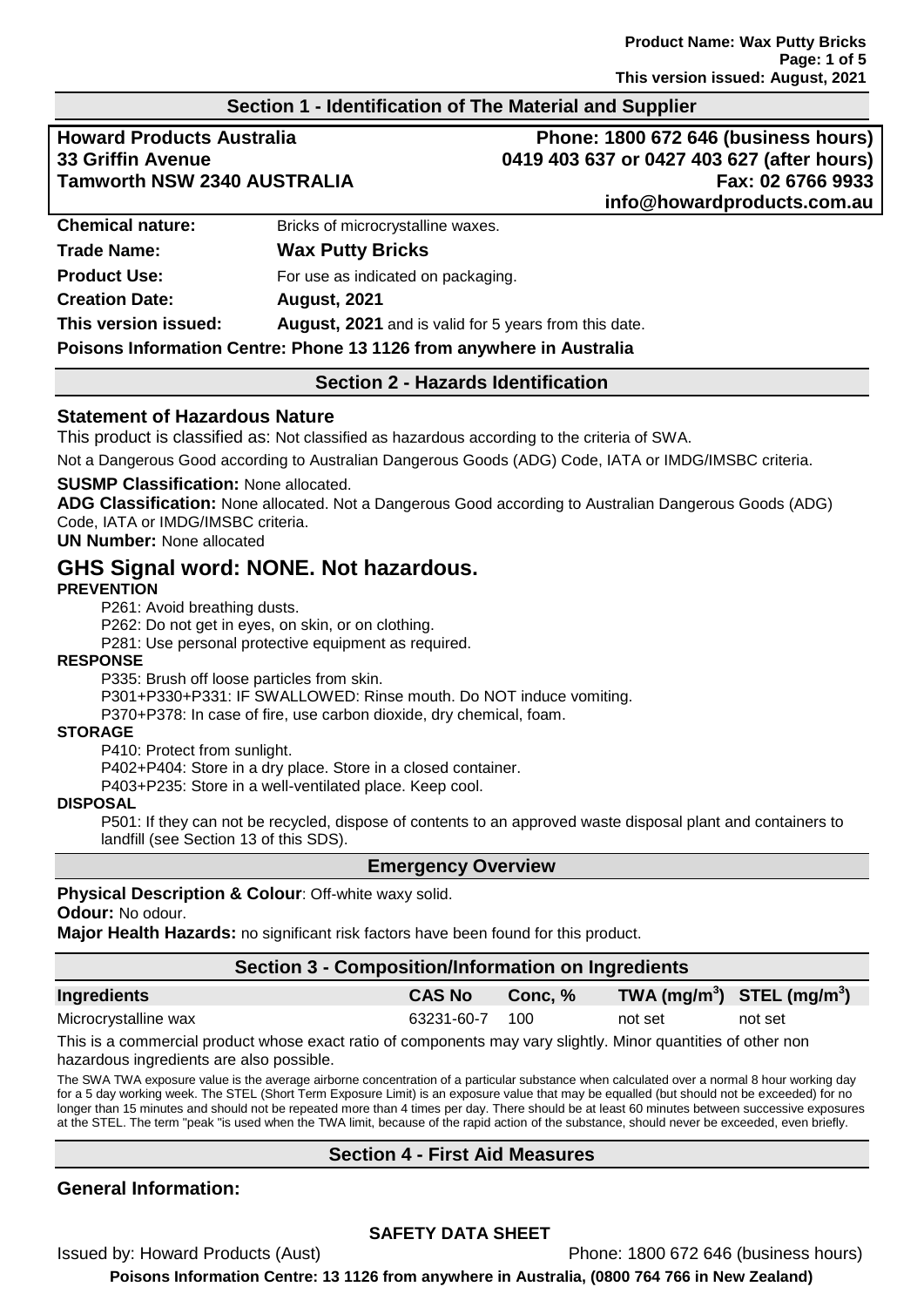## Section 1 - Identification of The Material and Supplier

**Howard Products Australia**
**33 Griffin Avenue**
**Tamworth NSW 2340 AUSTRALIA**

**Phone: 1800 672 646 (business hours)**
**0419 403 637 or 0427 403 627 (after hours)**
**Fax: 02 6766 9933**
**info@howardproducts.com.au**

| | |
|---|---|
| **Chemical nature:** | Bricks of microcrystalline waxes. |
| **Trade Name:** | **Wax Putty Bricks** |
| **Product Use:** | For use as indicated on packaging. |
| **Creation Date:** | **August, 2021** |
| **This version issued:** | **August, 2021** and is valid for 5 years from this date. |

**Poisons Information Centre: Phone 13 1126 from anywhere in Australia**

## Section 2 - Hazards Identification

### Statement of Hazardous Nature

This product is classified as: Not classified as hazardous according to the criteria of SWA.

Not a Dangerous Good according to Australian Dangerous Goods (ADG) Code, IATA or IMDG/IMSBC criteria.

**SUSMP Classification:** None allocated.

**ADG Classification:** None allocated. Not a Dangerous Good according to Australian Dangerous Goods (ADG) Code, IATA or IMDG/IMSBC criteria.

**UN Number:** None allocated

## GHS Signal word: NONE. Not hazardous.

**PREVENTION**

P261: Avoid breathing dusts.
P262: Do not get in eyes, on skin, or on clothing.
P281: Use personal protective equipment as required.

**RESPONSE**

P335: Brush off loose particles from skin.
P301+P330+P331: IF SWALLOWED: Rinse mouth. Do NOT induce vomiting.
P370+P378: In case of fire, use carbon dioxide, dry chemical, foam.

**STORAGE**

P410: Protect from sunlight.
P402+P404: Store in a dry place. Store in a closed container.
P403+P235: Store in a well-ventilated place. Keep cool.

**DISPOSAL**

P501: If they can not be recycled, dispose of contents to an approved waste disposal plant and containers to landfill (see Section 13 of this SDS).

## Emergency Overview

**Physical Description & Colour**: Off-white waxy solid.

**Odour:** No odour.

**Major Health Hazards:** no significant risk factors have been found for this product.

## Section 3 - Composition/Information on Ingredients

| Ingredients | CAS No | Conc, % | TWA ($mg/m^3$) | STEL ($mg/m^3$) |
|---|---|---|---|---|
| Microcrystalline wax | 63231-60-7 | 100 | not set | not set |

This is a commercial product whose exact ratio of components may vary slightly. Minor quantities of other non hazardous ingredients are also possible.

The SWA TWA exposure value is the average airborne concentration of a particular substance when calculated over a normal 8 hour working day for a 5 day working week. The STEL (Short Term Exposure Limit) is an exposure value that may be equalled (but should not be exceeded) for no longer than 15 minutes and should not be repeated more than 4 times per day. There should be at least 60 minutes between successive exposures at the STEL. The term "peak "is used when the TWA limit, because of the rapid action of the substance, should never be exceeded, even briefly.

## Section 4 - First Aid Measures

### General Information: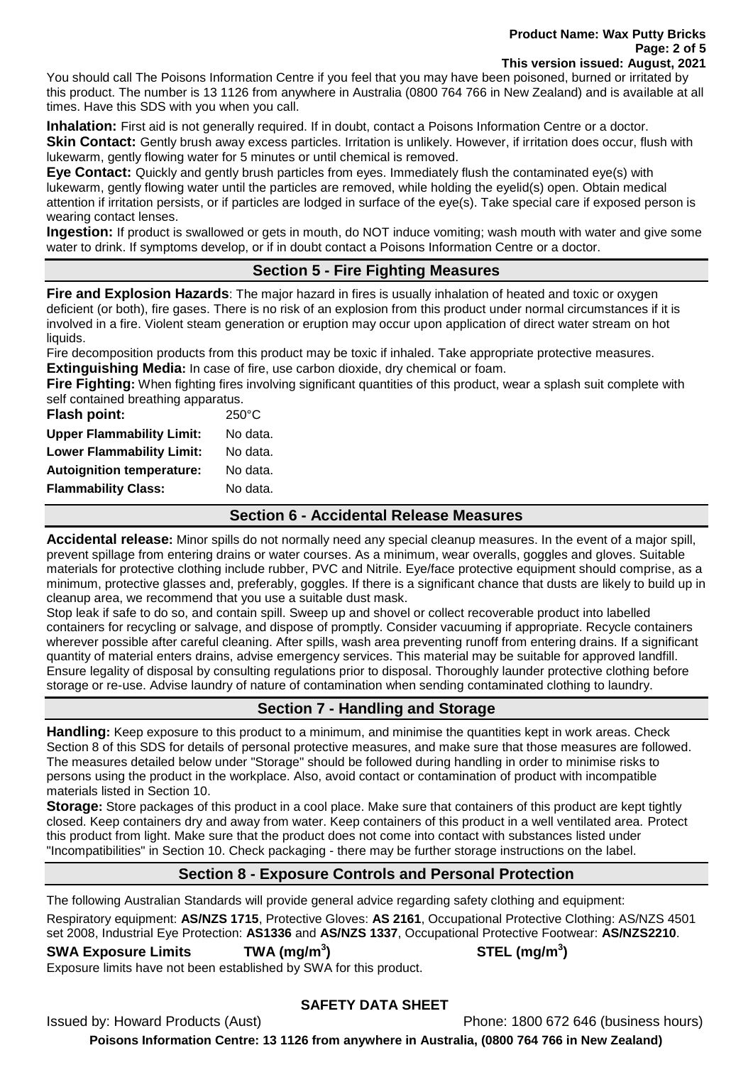You should call The Poisons Information Centre if you feel that you may have been poisoned, burned or irritated by this product. The number is 13 1126 from anywhere in Australia (0800 764 766 in New Zealand) and is available at all times. Have this SDS with you when you call.

**Inhalation:** First aid is not generally required. If in doubt, contact a Poisons Information Centre or a doctor.
**Skin Contact:** Gently brush away excess particles. Irritation is unlikely. However, if irritation does occur, flush with lukewarm, gently flowing water for 5 minutes or until chemical is removed.
**Eye Contact:** Quickly and gently brush particles from eyes. Immediately flush the contaminated eye(s) with lukewarm, gently flowing water until the particles are removed, while holding the eyelid(s) open. Obtain medical attention if irritation persists, or if particles are lodged in surface of the eye(s). Take special care if exposed person is wearing contact lenses.
**Ingestion:** If product is swallowed or gets in mouth, do NOT induce vomiting; wash mouth with water and give some water to drink. If symptoms develop, or if in doubt contact a Poisons Information Centre or a doctor.

## Section 5 - Fire Fighting Measures

**Fire and Explosion Hazards**: The major hazard in fires is usually inhalation of heated and toxic or oxygen deficient (or both), fire gases. There is no risk of an explosion from this product under normal circumstances if it is involved in a fire. Violent steam generation or eruption may occur upon application of direct water stream on hot liquids.
Fire decomposition products from this product may be toxic if inhaled. Take appropriate protective measures.
**Extinguishing Media:** In case of fire, use carbon dioxide, dry chemical or foam.
**Fire Fighting:** When fighting fires involving significant quantities of this product, wear a splash suit complete with self contained breathing apparatus.

| | |
|---|---|
| **Flash point:** | 250°C |
| **Upper Flammability Limit:** | No data. |
| **Lower Flammability Limit:** | No data. |
| **Autoignition temperature:** | No data. |
| **Flammability Class:** | No data. |

## Section 6 - Accidental Release Measures

**Accidental release:** Minor spills do not normally need any special cleanup measures. In the event of a major spill, prevent spillage from entering drains or water courses. As a minimum, wear overalls, goggles and gloves. Suitable materials for protective clothing include rubber, PVC and Nitrile. Eye/face protective equipment should comprise, as a minimum, protective glasses and, preferably, goggles. If there is a significant chance that dusts are likely to build up in cleanup area, we recommend that you use a suitable dust mask.
Stop leak if safe to do so, and contain spill. Sweep up and shovel or collect recoverable product into labelled containers for recycling or salvage, and dispose of promptly. Consider vacuuming if appropriate. Recycle containers wherever possible after careful cleaning. After spills, wash area preventing runoff from entering drains. If a significant quantity of material enters drains, advise emergency services. This material may be suitable for approved landfill. Ensure legality of disposal by consulting regulations prior to disposal. Thoroughly launder protective clothing before storage or re-use. Advise laundry of nature of contamination when sending contaminated clothing to laundry.

## Section 7 - Handling and Storage

**Handling:** Keep exposure to this product to a minimum, and minimise the quantities kept in work areas. Check Section 8 of this SDS for details of personal protective measures, and make sure that those measures are followed. The measures detailed below under "Storage" should be followed during handling in order to minimise risks to persons using the product in the workplace. Also, avoid contact or contamination of product with incompatible materials listed in Section 10.
**Storage:** Store packages of this product in a cool place. Make sure that containers of this product are kept tightly closed. Keep containers dry and away from water. Keep containers of this product in a well ventilated area. Protect this product from light. Make sure that the product does not come into contact with substances listed under "Incompatibilities" in Section 10. Check packaging - there may be further storage instructions on the label.

## Section 8 - Exposure Controls and Personal Protection

The following Australian Standards will provide general advice regarding safety clothing and equipment:
Respiratory equipment: **AS/NZS 1715**, Protective Gloves: **AS 2161**, Occupational Protective Clothing: AS/NZS 4501 set 2008, Industrial Eye Protection: **AS1336** and **AS/NZS 1337**, Occupational Protective Footwear: **AS/NZS2210**.

| **SWA Exposure Limits** | **TWA ($mg/m^3$)** | **STEL ($mg/m^3$)** |
|---|---|---|

Exposure limits have not been established by SWA for this product.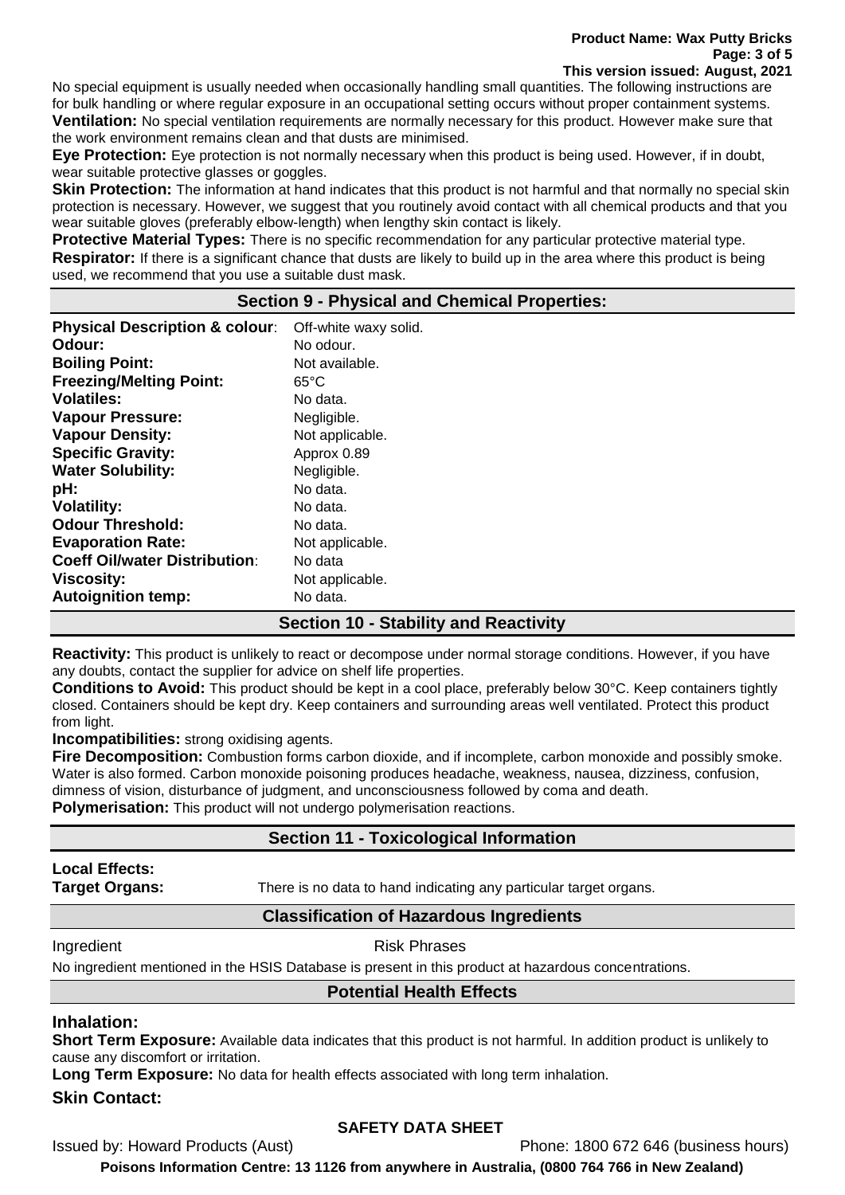No special equipment is usually needed when occasionally handling small quantities. The following instructions are for bulk handling or where regular exposure in an occupational setting occurs without proper containment systems.

**Ventilation:** No special ventilation requirements are normally necessary for this product. However make sure that the work environment remains clean and that dusts are minimised.

**Eye Protection:** Eye protection is not normally necessary when this product is being used. However, if in doubt, wear suitable protective glasses or goggles.

**Skin Protection:** The information at hand indicates that this product is not harmful and that normally no special skin protection is necessary. However, we suggest that you routinely avoid contact with all chemical products and that you wear suitable gloves (preferably elbow-length) when lengthy skin contact is likely.

**Protective Material Types:** There is no specific recommendation for any particular protective material type.

**Respirator:** If there is a significant chance that dusts are likely to build up in the area where this product is being used, we recommend that you use a suitable dust mask.

## Section 9 - Physical and Chemical Properties:

| | |
|---|---|
| **Physical Description & colour**: | Off-white waxy solid. |
| **Odour:** | No odour. |
| **Boiling Point:** | Not available. |
| **Freezing/Melting Point:** | 65°C |
| **Volatiles:** | No data. |
| **Vapour Pressure:** | Negligible. |
| **Vapour Density:** | Not applicable. |
| **Specific Gravity:** | Approx 0.89 |
| **Water Solubility:** | Negligible. |
| **pH:** | No data. |
| **Volatility:** | No data. |
| **Odour Threshold:** | No data. |
| **Evaporation Rate:** | Not applicable. |
| **Coeff Oil/water Distribution**: | No data |
| **Viscosity:** | Not applicable. |
| **Autoignition temp:** | No data. |

## Section 10 - Stability and Reactivity

**Reactivity:** This product is unlikely to react or decompose under normal storage conditions. However, if you have any doubts, contact the supplier for advice on shelf life properties.

**Conditions to Avoid:** This product should be kept in a cool place, preferably below 30°C. Keep containers tightly closed. Containers should be kept dry. Keep containers and surrounding areas well ventilated. Protect this product from light.

**Incompatibilities:** strong oxidising agents.

**Fire Decomposition:** Combustion forms carbon dioxide, and if incomplete, carbon monoxide and possibly smoke. Water is also formed. Carbon monoxide poisoning produces headache, weakness, nausea, dizziness, confusion, dimness of vision, disturbance of judgment, and unconsciousness followed by coma and death.

**Polymerisation:** This product will not undergo polymerisation reactions.

## Section 11 - Toxicological Information

**Local Effects:**

**Target Organs:** There is no data to hand indicating any particular target organs.

### Classification of Hazardous Ingredients

| Ingredient | Risk Phrases |
|---|---|

No ingredient mentioned in the HSIS Database is present in this product at hazardous concentrations.

### Potential Health Effects

### Inhalation:

**Short Term Exposure:** Available data indicates that this product is not harmful. In addition product is unlikely to cause any discomfort or irritation.

**Long Term Exposure:** No data for health effects associated with long term inhalation.

### Skin Contact: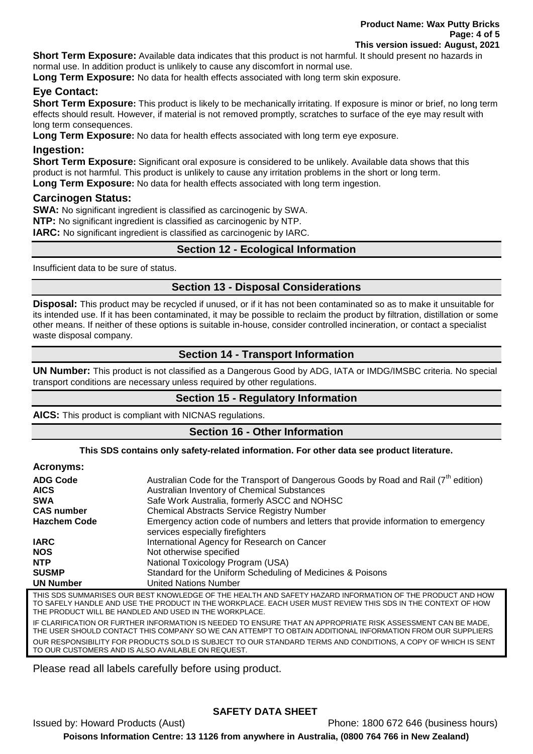**Short Term Exposure:** Available data indicates that this product is not harmful. It should present no hazards in normal use. In addition product is unlikely to cause any discomfort in normal use.

**Long Term Exposure:** No data for health effects associated with long term skin exposure.

### Eye Contact:

**Short Term Exposure:** This product is likely to be mechanically irritating. If exposure is minor or brief, no long term effects should result. However, if material is not removed promptly, scratches to surface of the eye may result with long term consequences.

**Long Term Exposure:** No data for health effects associated with long term eye exposure.

### Ingestion:

**Short Term Exposure:** Significant oral exposure is considered to be unlikely. Available data shows that this product is not harmful. This product is unlikely to cause any irritation problems in the short or long term.

**Long Term Exposure:** No data for health effects associated with long term ingestion.

### Carcinogen Status:

**SWA:** No significant ingredient is classified as carcinogenic by SWA.

**NTP:** No significant ingredient is classified as carcinogenic by NTP.

**IARC:** No significant ingredient is classified as carcinogenic by IARC.

## Section 12 - Ecological Information

Insufficient data to be sure of status.

## Section 13 - Disposal Considerations

**Disposal:** This product may be recycled if unused, or if it has not been contaminated so as to make it unsuitable for its intended use. If it has been contaminated, it may be possible to reclaim the product by filtration, distillation or some other means. If neither of these options is suitable in-house, consider controlled incineration, or contact a specialist waste disposal company.

## Section 14 - Transport Information

**UN Number:** This product is not classified as a Dangerous Good by ADG, IATA or IMDG/IMSBC criteria. No special transport conditions are necessary unless required by other regulations.

## Section 15 - Regulatory Information

**AICS:** This product is compliant with NICNAS regulations.

## Section 16 - Other Information

**This SDS contains only safety-related information. For other data see product literature.**

### Acronyms:

| | |
|---|---|
| **ADG Code** | Australian Code for the Transport of Dangerous Goods by Road and Rail (7th edition) |
| **AICS** | Australian Inventory of Chemical Substances |
| **SWA** | Safe Work Australia, formerly ASCC and NOHSC |
| **CAS number** | Chemical Abstracts Service Registry Number |
| **Hazchem Code** | Emergency action code of numbers and letters that provide information to emergency services especially firefighters |
| **IARC** | International Agency for Research on Cancer |
| **NOS** | Not otherwise specified |
| **NTP** | National Toxicology Program (USA) |
| **SUSMP** | Standard for the Uniform Scheduling of Medicines & Poisons |
| **UN Number** | United Nations Number |

THIS SDS SUMMARISES OUR BEST KNOWLEDGE OF THE HEALTH AND SAFETY HAZARD INFORMATION OF THE PRODUCT AND HOW TO SAFELY HANDLE AND USE THE PRODUCT IN THE WORKPLACE. EACH USER MUST REVIEW THIS SDS IN THE CONTEXT OF HOW THE PRODUCT WILL BE HANDLED AND USED IN THE WORKPLACE.

IF CLARIFICATION OR FURTHER INFORMATION IS NEEDED TO ENSURE THAT AN APPROPRIATE RISK ASSESSMENT CAN BE MADE, THE USER SHOULD CONTACT THIS COMPANY SO WE CAN ATTEMPT TO OBTAIN ADDITIONAL INFORMATION FROM OUR SUPPLIERS

OUR RESPONSIBILITY FOR PRODUCTS SOLD IS SUBJECT TO OUR STANDARD TERMS AND CONDITIONS, A COPY OF WHICH IS SENT TO OUR CUSTOMERS AND IS ALSO AVAILABLE ON REQUEST.

Please read all labels carefully before using product.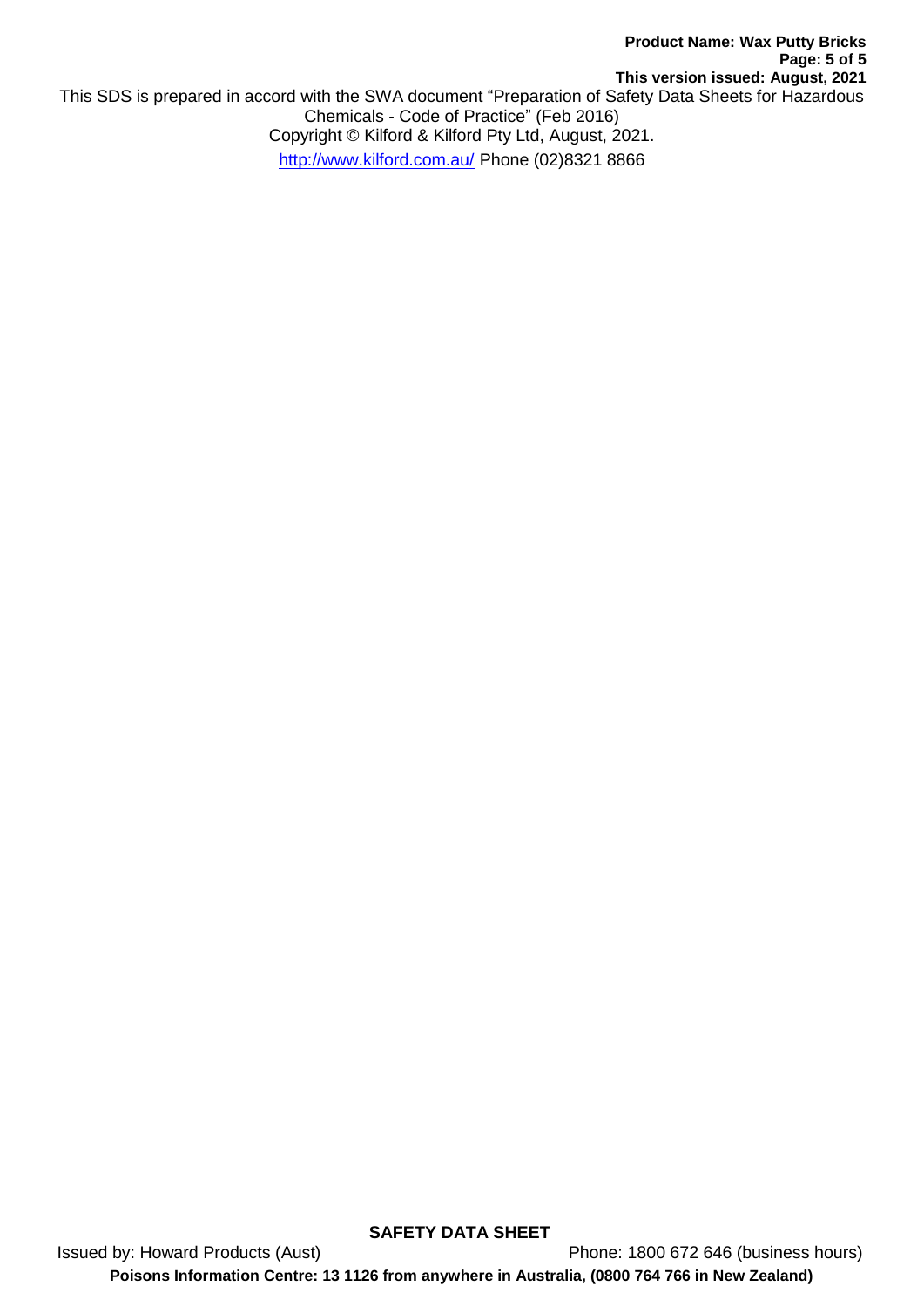This SDS is prepared in accord with the SWA document "Preparation of Safety Data Sheets for Hazardous Chemicals - Code of Practice" (Feb 2016)

Copyright © Kilford & Kilford Pty Ltd, August, 2021.

http://www.kilford.com.au/ Phone (02)8321 8866